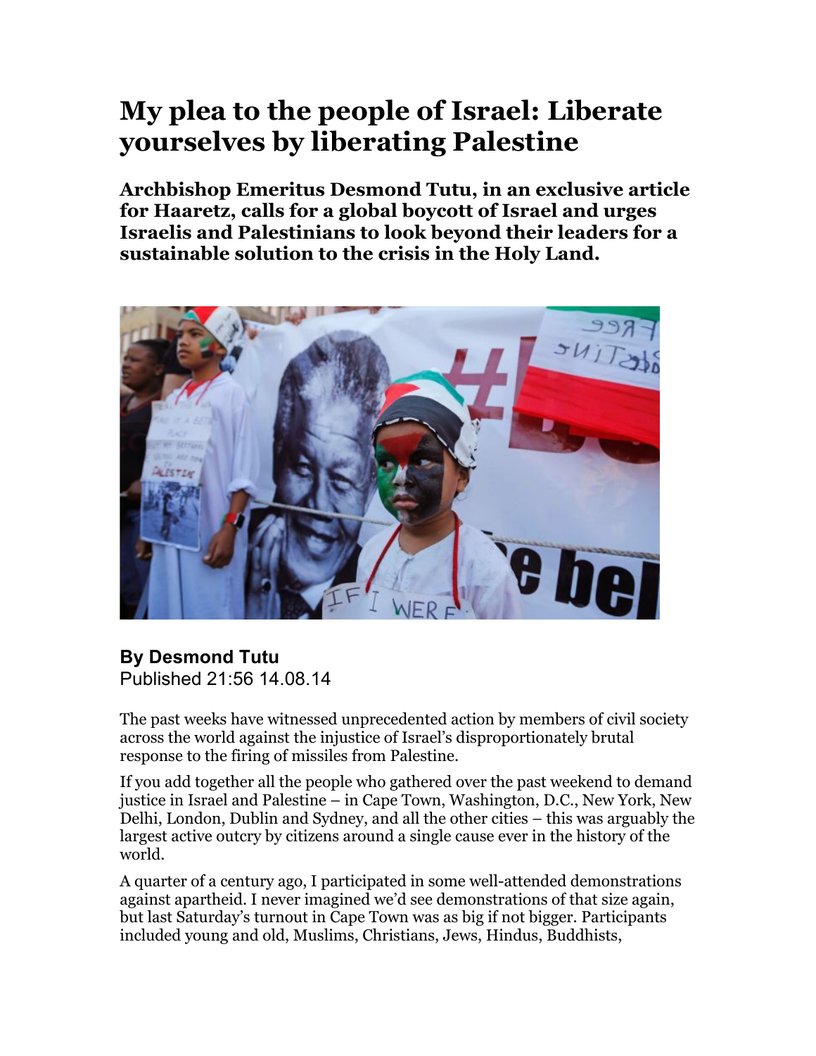# My plea to the people of Israel: Liberate yourselves by liberating Palestine

**Archbishop Emeritus Desmond Tutu, in an exclusive article for Haaretz, calls for a global boycott of Israel and urges Israelis and Palestinians to look beyond their leaders for a sustainable solution to the crisis in the Holy Land.**

**By Desmond Tutu**
Published 21:56 14.08.14

The past weeks have witnessed unprecedented action by members of civil society across the world against the injustice of Israel's disproportionately brutal response to the firing of missiles from Palestine.

If you add together all the people who gathered over the past weekend to demand justice in Israel and Palestine – in Cape Town, Washington, D.C., New York, New Delhi, London, Dublin and Sydney, and all the other cities – this was arguably the largest active outcry by citizens around a single cause ever in the history of the world.

A quarter of a century ago, I participated in some well-attended demonstrations against apartheid. I never imagined we'd see demonstrations of that size again, but last Saturday's turnout in Cape Town was as big if not bigger. Participants included young and old, Muslims, Christians, Jews, Hindus, Buddhists,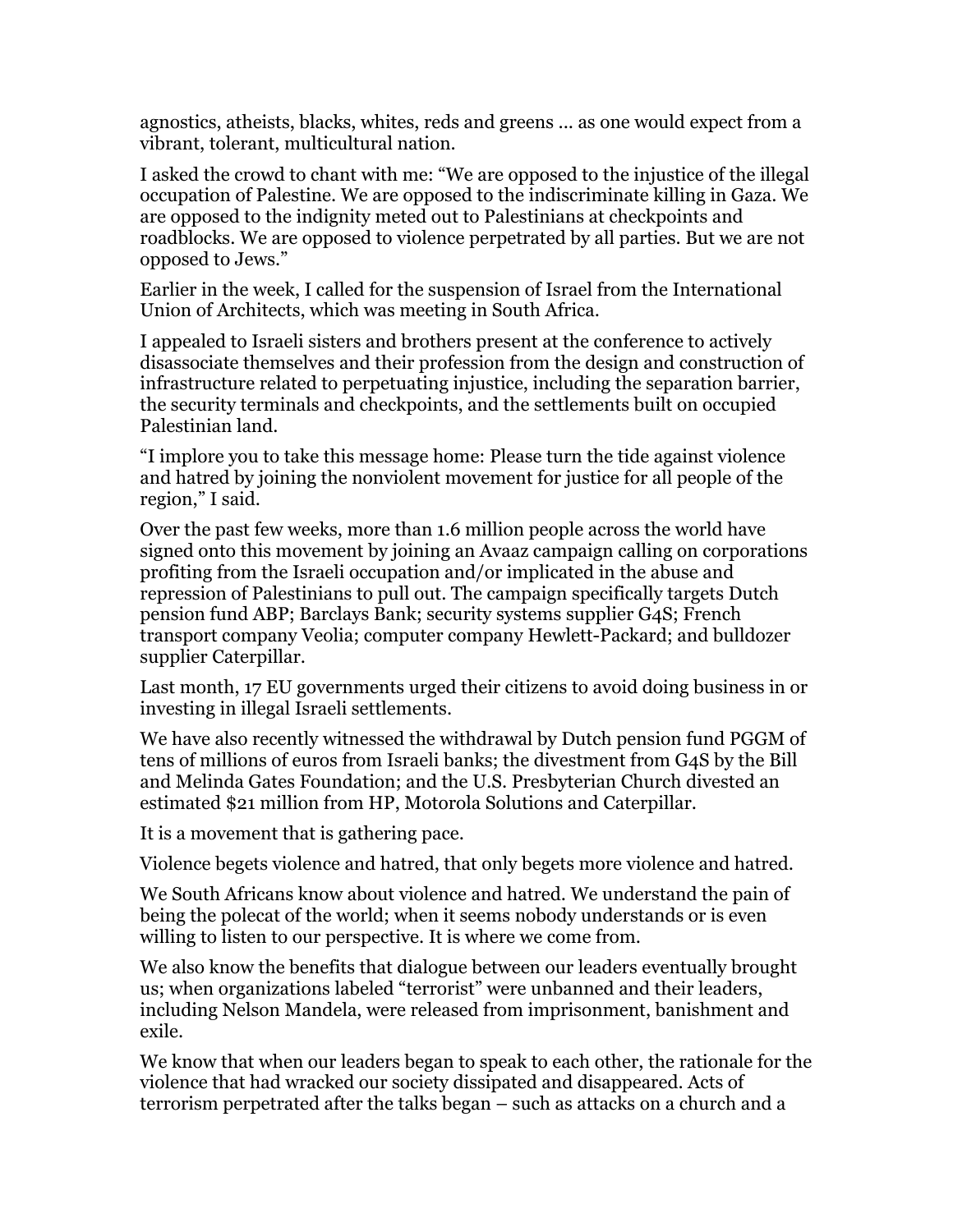agnostics, atheists, blacks, whites, reds and greens … as one would expect from a vibrant, tolerant, multicultural nation.

I asked the crowd to chant with me: "We are opposed to the injustice of the illegal occupation of Palestine. We are opposed to the indiscriminate killing in Gaza. We are opposed to the indignity meted out to Palestinians at checkpoints and roadblocks. We are opposed to violence perpetrated by all parties. But we are not opposed to Jews."

Earlier in the week, I called for the suspension of Israel from the International Union of Architects, which was meeting in South Africa.

I appealed to Israeli sisters and brothers present at the conference to actively disassociate themselves and their profession from the design and construction of infrastructure related to perpetuating injustice, including the separation barrier, the security terminals and checkpoints, and the settlements built on occupied Palestinian land.

"I implore you to take this message home: Please turn the tide against violence and hatred by joining the nonviolent movement for justice for all people of the region," I said.

Over the past few weeks, more than 1.6 million people across the world have signed onto this movement by joining an Avaaz campaign calling on corporations profiting from the Israeli occupation and/or implicated in the abuse and repression of Palestinians to pull out. The campaign specifically targets Dutch pension fund ABP; Barclays Bank; security systems supplier G4S; French transport company Veolia; computer company Hewlett-Packard; and bulldozer supplier Caterpillar.

Last month, 17 EU governments urged their citizens to avoid doing business in or investing in illegal Israeli settlements.

We have also recently witnessed the withdrawal by Dutch pension fund PGGM of tens of millions of euros from Israeli banks; the divestment from G4S by the Bill and Melinda Gates Foundation; and the U.S. Presbyterian Church divested an estimated $21 million from HP, Motorola Solutions and Caterpillar.

It is a movement that is gathering pace.

Violence begets violence and hatred, that only begets more violence and hatred.

We South Africans know about violence and hatred. We understand the pain of being the polecat of the world; when it seems nobody understands or is even willing to listen to our perspective. It is where we come from.

We also know the benefits that dialogue between our leaders eventually brought us; when organizations labeled "terrorist" were unbanned and their leaders, including Nelson Mandela, were released from imprisonment, banishment and exile.

We know that when our leaders began to speak to each other, the rationale for the violence that had wracked our society dissipated and disappeared. Acts of terrorism perpetrated after the talks began – such as attacks on a church and a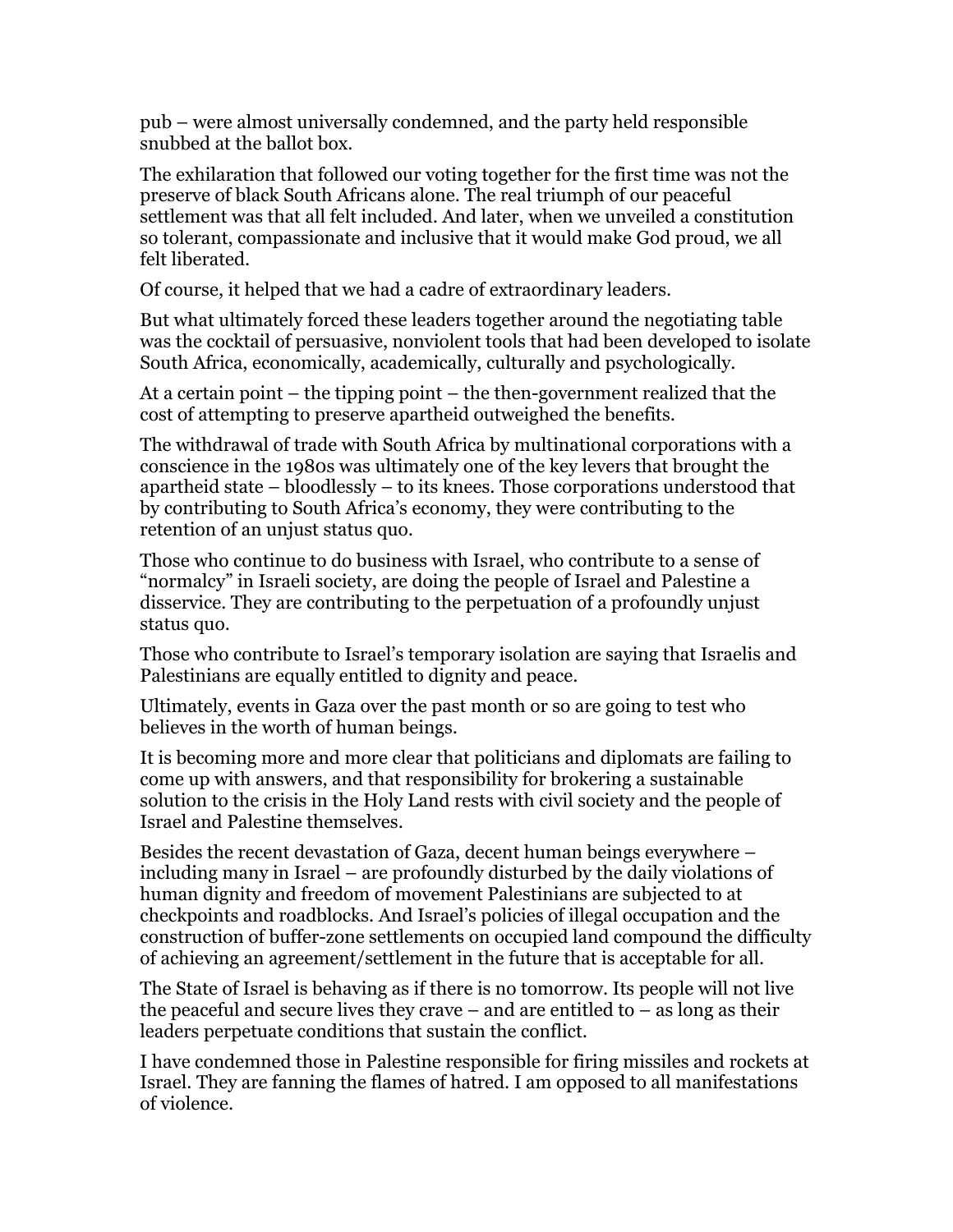pub – were almost universally condemned, and the party held responsible snubbed at the ballot box.

The exhilaration that followed our voting together for the first time was not the preserve of black South Africans alone. The real triumph of our peaceful settlement was that all felt included. And later, when we unveiled a constitution so tolerant, compassionate and inclusive that it would make God proud, we all felt liberated.

Of course, it helped that we had a cadre of extraordinary leaders.

But what ultimately forced these leaders together around the negotiating table was the cocktail of persuasive, nonviolent tools that had been developed to isolate South Africa, economically, academically, culturally and psychologically.

At a certain point – the tipping point – the then-government realized that the cost of attempting to preserve apartheid outweighed the benefits.

The withdrawal of trade with South Africa by multinational corporations with a conscience in the 1980s was ultimately one of the key levers that brought the apartheid state – bloodlessly – to its knees. Those corporations understood that by contributing to South Africa's economy, they were contributing to the retention of an unjust status quo.

Those who continue to do business with Israel, who contribute to a sense of "normalcy" in Israeli society, are doing the people of Israel and Palestine a disservice. They are contributing to the perpetuation of a profoundly unjust status quo.

Those who contribute to Israel's temporary isolation are saying that Israelis and Palestinians are equally entitled to dignity and peace.

Ultimately, events in Gaza over the past month or so are going to test who believes in the worth of human beings.

It is becoming more and more clear that politicians and diplomats are failing to come up with answers, and that responsibility for brokering a sustainable solution to the crisis in the Holy Land rests with civil society and the people of Israel and Palestine themselves.

Besides the recent devastation of Gaza, decent human beings everywhere – including many in Israel – are profoundly disturbed by the daily violations of human dignity and freedom of movement Palestinians are subjected to at checkpoints and roadblocks. And Israel's policies of illegal occupation and the construction of buffer-zone settlements on occupied land compound the difficulty of achieving an agreement/settlement in the future that is acceptable for all.

The State of Israel is behaving as if there is no tomorrow. Its people will not live the peaceful and secure lives they crave – and are entitled to – as long as their leaders perpetuate conditions that sustain the conflict.

I have condemned those in Palestine responsible for firing missiles and rockets at Israel. They are fanning the flames of hatred. I am opposed to all manifestations of violence.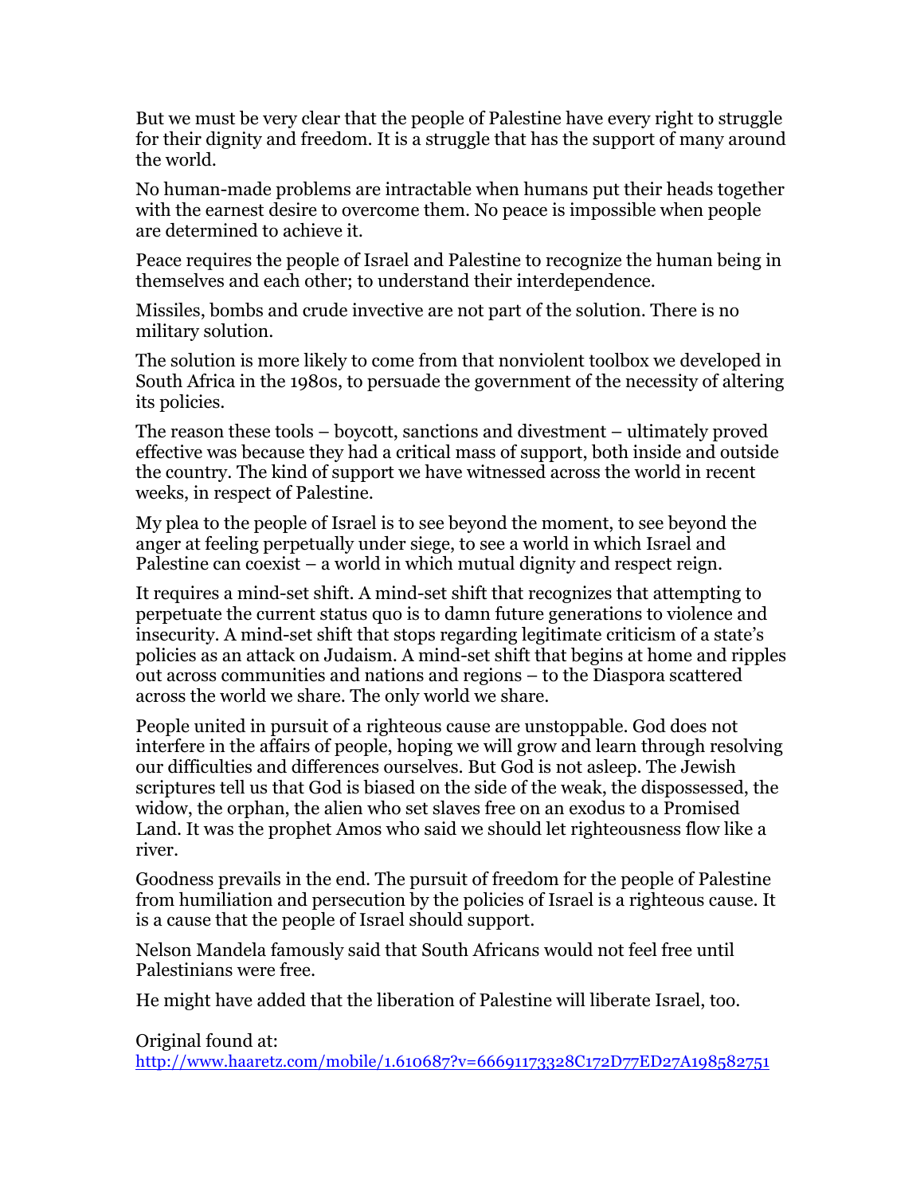But we must be very clear that the people of Palestine have every right to struggle for their dignity and freedom. It is a struggle that has the support of many around the world.

No human-made problems are intractable when humans put their heads together with the earnest desire to overcome them. No peace is impossible when people are determined to achieve it.

Peace requires the people of Israel and Palestine to recognize the human being in themselves and each other; to understand their interdependence.

Missiles, bombs and crude invective are not part of the solution. There is no military solution.

The solution is more likely to come from that nonviolent toolbox we developed in South Africa in the 1980s, to persuade the government of the necessity of altering its policies.

The reason these tools – boycott, sanctions and divestment – ultimately proved effective was because they had a critical mass of support, both inside and outside the country. The kind of support we have witnessed across the world in recent weeks, in respect of Palestine.

My plea to the people of Israel is to see beyond the moment, to see beyond the anger at feeling perpetually under siege, to see a world in which Israel and Palestine can coexist – a world in which mutual dignity and respect reign.

It requires a mind-set shift. A mind-set shift that recognizes that attempting to perpetuate the current status quo is to damn future generations to violence and insecurity. A mind-set shift that stops regarding legitimate criticism of a state's policies as an attack on Judaism. A mind-set shift that begins at home and ripples out across communities and nations and regions – to the Diaspora scattered across the world we share. The only world we share.

People united in pursuit of a righteous cause are unstoppable. God does not interfere in the affairs of people, hoping we will grow and learn through resolving our difficulties and differences ourselves. But God is not asleep. The Jewish scriptures tell us that God is biased on the side of the weak, the dispossessed, the widow, the orphan, the alien who set slaves free on an exodus to a Promised Land. It was the prophet Amos who said we should let righteousness flow like a river.

Goodness prevails in the end. The pursuit of freedom for the people of Palestine from humiliation and persecution by the policies of Israel is a righteous cause. It is a cause that the people of Israel should support.

Nelson Mandela famously said that South Africans would not feel free until Palestinians were free.

He might have added that the liberation of Palestine will liberate Israel, too.

Original found at:
http://www.haaretz.com/mobile/1.610687?v=66691173328C172D77ED27A198582751